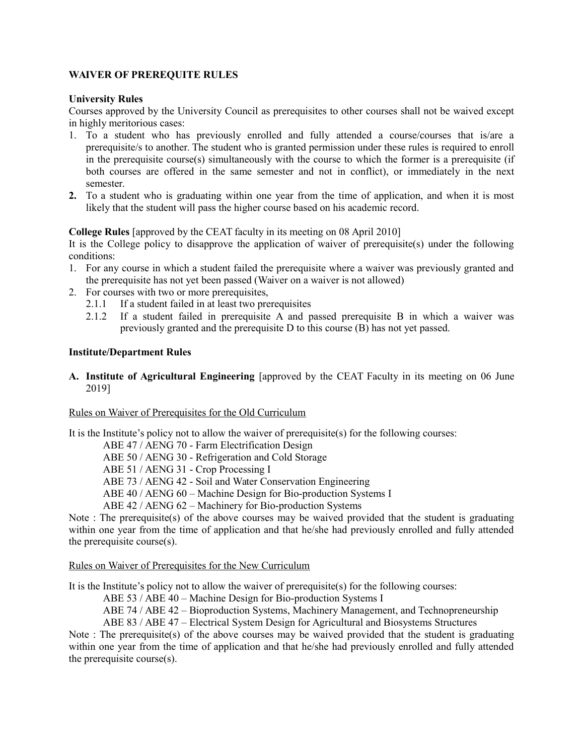## WAIVER OF PREREQUITE RULES

### University Rules

Courses approved by the University Council as prerequisites to other courses shall not be waived except in highly meritorious cases:

1. To a student who has previously enrolled and fully attended a course/courses that is/are a prerequisite/s to another. The student who is granted permission under these rules is required to enroll in the prerequisite course(s) simultaneously with the course to which the former is a prerequisite (if both courses are offered in the same semester and not in conflict), or immediately in the next semester.
2. To a student who is graduating within one year from the time of application, and when it is most likely that the student will pass the higher course based on his academic record.

### College Rules [approved by the CEAT faculty in its meeting on 08 April 2010]

It is the College policy to disapprove the application of waiver of prerequisite(s) under the following conditions:

1. For any course in which a student failed the prerequisite where a waiver was previously granted and the prerequisite has not yet been passed (Waiver on a waiver is not allowed)
2. For courses with two or more prerequisites,
   - 2.1.1 If a student failed in at least two prerequisites
   - 2.1.2 If a student failed in prerequisite A and passed prerequisite B in which a waiver was previously granted and the prerequisite D to this course (B) has not yet passed.

### Institute/Department Rules

**A. Institute of Agricultural Engineering** [approved by the CEAT Faculty in its meeting on 06 June 2019]

Rules on Waiver of Prerequisites for the Old Curriculum

It is the Institute's policy not to allow the waiver of prerequisite(s) for the following courses:

ABE 47 / AENG 70 - Farm Electrification Design
ABE 50 / AENG 30 - Refrigeration and Cold Storage
ABE 51 / AENG 31 - Crop Processing I
ABE 73 / AENG 42 - Soil and Water Conservation Engineering
ABE 40 / AENG 60 – Machine Design for Bio-production Systems I
ABE 42 / AENG 62 – Machinery for Bio-production Systems

Note : The prerequisite(s) of the above courses may be waived provided that the student is graduating within one year from the time of application and that he/she had previously enrolled and fully attended the prerequisite course(s).

Rules on Waiver of Prerequisites for the New Curriculum

It is the Institute's policy not to allow the waiver of prerequisite(s) for the following courses:

ABE 53 / ABE 40 – Machine Design for Bio-production Systems I
ABE 74 / ABE 42 – Bioproduction Systems, Machinery Management, and Technopreneurship
ABE 83 / ABE 47 – Electrical System Design for Agricultural and Biosystems Structures

Note : The prerequisite(s) of the above courses may be waived provided that the student is graduating within one year from the time of application and that he/she had previously enrolled and fully attended the prerequisite course(s).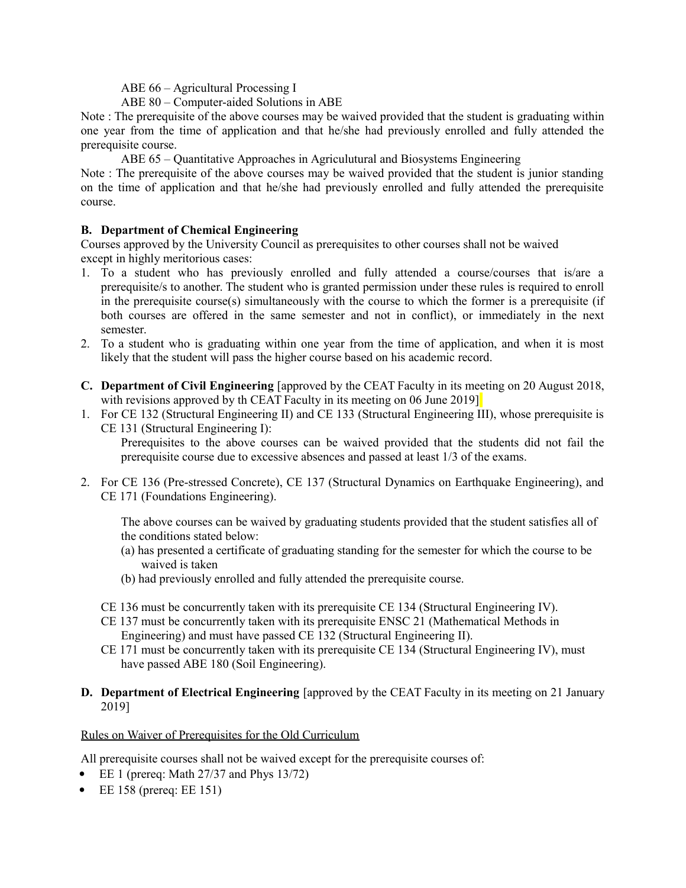ABE 66 – Agricultural Processing I

ABE 80 – Computer-aided Solutions in ABE

Note : The prerequisite of the above courses may be waived provided that the student is graduating within one year from the time of application and that he/she had previously enrolled and fully attended the prerequisite course.

ABE 65 – Quantitative Approaches in Agriculutural and Biosystems Engineering

Note : The prerequisite of the above courses may be waived provided that the student is junior standing on the time of application and that he/she had previously enrolled and fully attended the prerequisite course.

**B. Department of Chemical Engineering**

Courses approved by the University Council as prerequisites to other courses shall not be waived except in highly meritorious cases:

1. To a student who has previously enrolled and fully attended a course/courses that is/are a prerequisite/s to another. The student who is granted permission under these rules is required to enroll in the prerequisite course(s) simultaneously with the course to which the former is a prerequisite (if both courses are offered in the same semester and not in conflict), or immediately in the next semester.
2. To a student who is graduating within one year from the time of application, and when it is most likely that the student will pass the higher course based on his academic record.

**C. Department of Civil Engineering** [approved by the CEAT Faculty in its meeting on 20 August 2018, with revisions approved by th CEAT Faculty in its meeting on 06 June 2019]

1. For CE 132 (Structural Engineering II) and CE 133 (Structural Engineering III), whose prerequisite is CE 131 (Structural Engineering I):

   Prerequisites to the above courses can be waived provided that the students did not fail the prerequisite course due to excessive absences and passed at least 1/3 of the exams.

2. For CE 136 (Pre-stressed Concrete), CE 137 (Structural Dynamics on Earthquake Engineering), and CE 171 (Foundations Engineering).

   The above courses can be waived by graduating students provided that the student satisfies all of the conditions stated below:

   (a) has presented a certificate of graduating standing for the semester for which the course to be waived is taken

   (b) had previously enrolled and fully attended the prerequisite course.

   CE 136 must be concurrently taken with its prerequisite CE 134 (Structural Engineering IV).

   CE 137 must be concurrently taken with its prerequisite ENSC 21 (Mathematical Methods in Engineering) and must have passed CE 132 (Structural Engineering II).

   CE 171 must be concurrently taken with its prerequisite CE 134 (Structural Engineering IV), must have passed ABE 180 (Soil Engineering).

**D. Department of Electrical Engineering** [approved by the CEAT Faculty in its meeting on 21 January 2019]

Rules on Waiver of Prerequisites for the Old Curriculum

All prerequisite courses shall not be waived except for the prerequisite courses of:

- EE 1 (prereq: Math 27/37 and Phys 13/72)
- EE 158 (prereq: EE 151)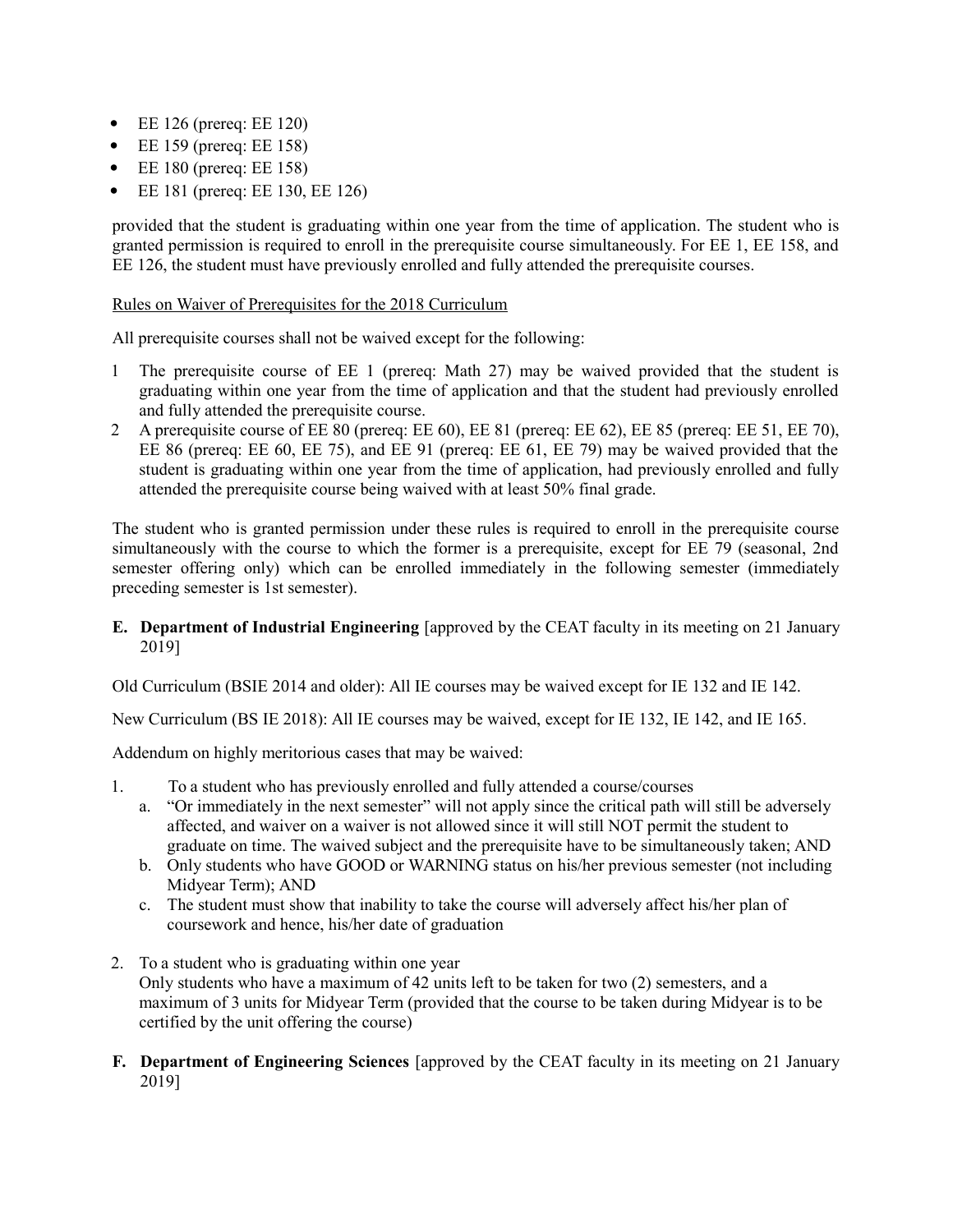- EE 126 (prereq: EE 120)
- EE 159 (prereq: EE 158)
- EE 180 (prereq: EE 158)
- EE 181 (prereq: EE 130, EE 126)

provided that the student is graduating within one year from the time of application. The student who is granted permission is required to enroll in the prerequisite course simultaneously. For EE 1, EE 158, and EE 126, the student must have previously enrolled and fully attended the prerequisite courses.

Rules on Waiver of Prerequisites for the 2018 Curriculum

All prerequisite courses shall not be waived except for the following:

1. The prerequisite course of EE 1 (prereq: Math 27) may be waived provided that the student is graduating within one year from the time of application and that the student had previously enrolled and fully attended the prerequisite course.
2. A prerequisite course of EE 80 (prereq: EE 60), EE 81 (prereq: EE 62), EE 85 (prereq: EE 51, EE 70), EE 86 (prereq: EE 60, EE 75), and EE 91 (prereq: EE 61, EE 79) may be waived provided that the student is graduating within one year from the time of application, had previously enrolled and fully attended the prerequisite course being waived with at least 50% final grade.

The student who is granted permission under these rules is required to enroll in the prerequisite course simultaneously with the course to which the former is a prerequisite, except for EE 79 (seasonal, 2nd semester offering only) which can be enrolled immediately in the following semester (immediately preceding semester is 1st semester).

**E. Department of Industrial Engineering** [approved by the CEAT faculty in its meeting on 21 January 2019]

Old Curriculum (BSIE 2014 and older): All IE courses may be waived except for IE 132 and IE 142.

New Curriculum (BS IE 2018): All IE courses may be waived, except for IE 132, IE 142, and IE 165.

Addendum on highly meritorious cases that may be waived:

1. To a student who has previously enrolled and fully attended a course/courses
   a. "Or immediately in the next semester" will not apply since the critical path will still be adversely affected, and waiver on a waiver is not allowed since it will still NOT permit the student to graduate on time. The waived subject and the prerequisite have to be simultaneously taken; AND
   b. Only students who have GOOD or WARNING status on his/her previous semester (not including Midyear Term); AND
   c. The student must show that inability to take the course will adversely affect his/her plan of coursework and hence, his/her date of graduation

2. To a student who is graduating within one year
   Only students who have a maximum of 42 units left to be taken for two (2) semesters, and a maximum of 3 units for Midyear Term (provided that the course to be taken during Midyear is to be certified by the unit offering the course)

**F. Department of Engineering Sciences** [approved by the CEAT faculty in its meeting on 21 January 2019]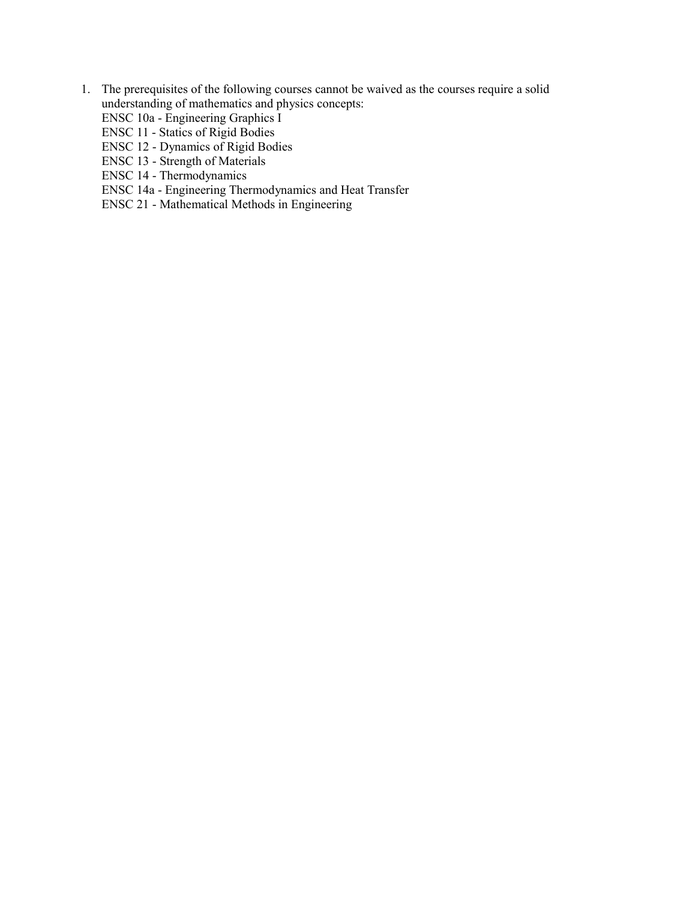1. The prerequisites of the following courses cannot be waived as the courses require a solid understanding of mathematics and physics concepts:
   ENSC 10a - Engineering Graphics I
   ENSC 11 - Statics of Rigid Bodies
   ENSC 12 - Dynamics of Rigid Bodies
   ENSC 13 - Strength of Materials
   ENSC 14 - Thermodynamics
   ENSC 14a - Engineering Thermodynamics and Heat Transfer
   ENSC 21 - Mathematical Methods in Engineering